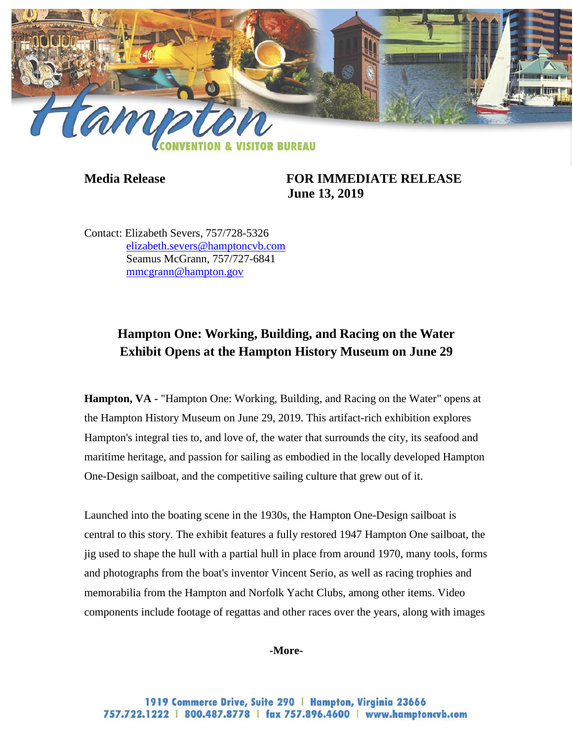Hampton Convention & Visitor Bureau

**Media Release** **FOR IMMEDIATE RELEASE**
**June 13, 2019**

Contact: Elizabeth Severs, 757/728-5326
elizabeth.severs@hamptoncvb.com
Seamus McGrann, 757/727-6841
mmcgrann@hampton.gov

## Hampton One: Working, Building, and Racing on the Water Exhibit Opens at the Hampton History Museum on June 29

**Hampton, VA -** "Hampton One: Working, Building, and Racing on the Water" opens at the Hampton History Museum on June 29, 2019. This artifact-rich exhibition explores Hampton's integral ties to, and love of, the water that surrounds the city, its seafood and maritime heritage, and passion for sailing as embodied in the locally developed Hampton One-Design sailboat, and the competitive sailing culture that grew out of it.

Launched into the boating scene in the 1930s, the Hampton One-Design sailboat is central to this story. The exhibit features a fully restored 1947 Hampton One sailboat, the jig used to shape the hull with a partial hull in place from around 1970, many tools, forms and photographs from the boat's inventor Vincent Serio, as well as racing trophies and memorabilia from the Hampton and Norfolk Yacht Clubs, among other items. Video components include footage of regattas and other races over the years, along with images

**-More-**

1919 Commerce Drive, Suite 290 | Hampton, Virginia 23666
757.722.1222 | 800.487.8778 | fax 757.896.4600 | www.hamptoncvb.com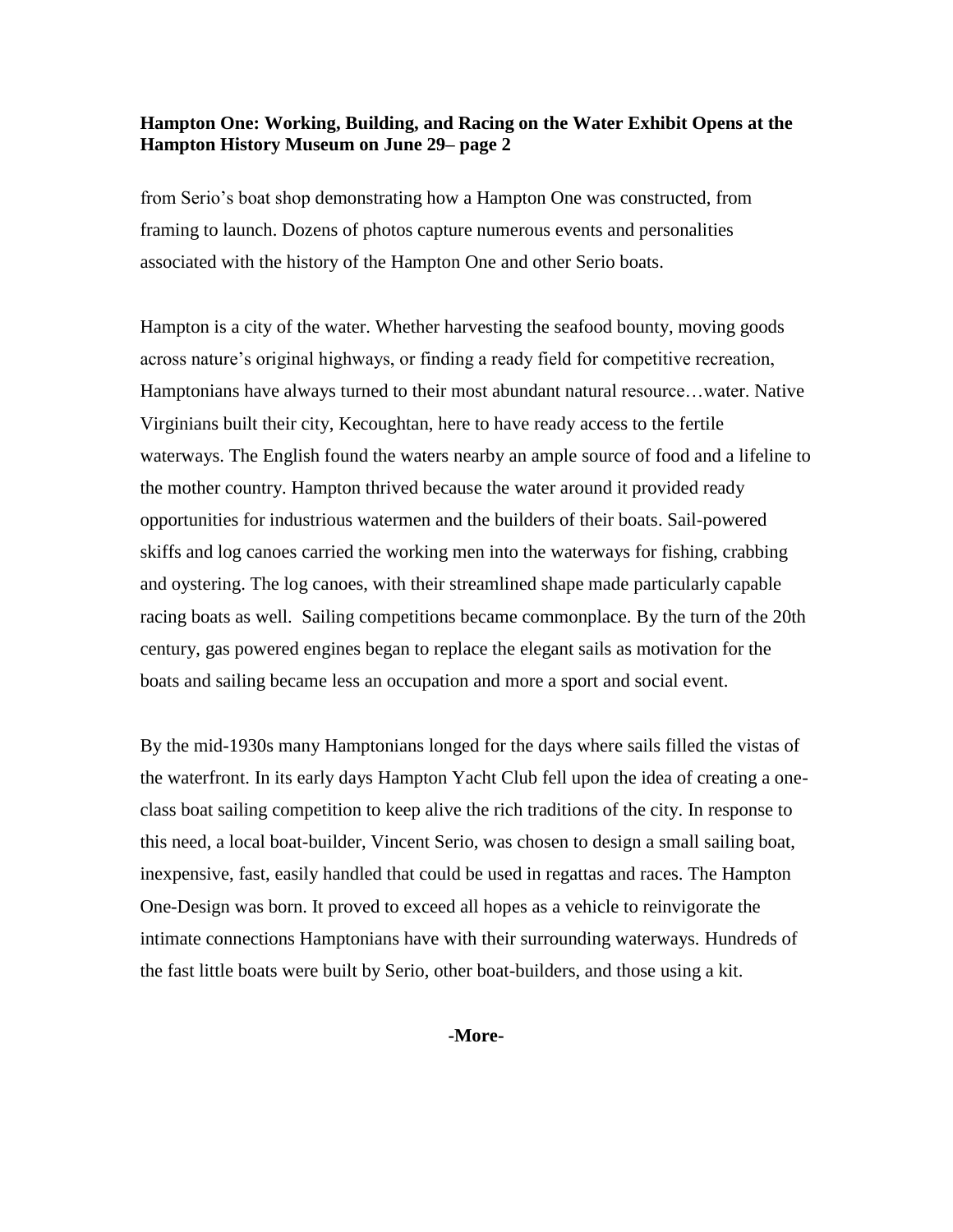from Serio's boat shop demonstrating how a Hampton One was constructed, from framing to launch. Dozens of photos capture numerous events and personalities associated with the history of the Hampton One and other Serio boats.

Hampton is a city of the water. Whether harvesting the seafood bounty, moving goods across nature's original highways, or finding a ready field for competitive recreation, Hamptonians have always turned to their most abundant natural resource…water. Native Virginians built their city, Kecoughtan, here to have ready access to the fertile waterways. The English found the waters nearby an ample source of food and a lifeline to the mother country. Hampton thrived because the water around it provided ready opportunities for industrious watermen and the builders of their boats. Sail-powered skiffs and log canoes carried the working men into the waterways for fishing, crabbing and oystering. The log canoes, with their streamlined shape made particularly capable racing boats as well. Sailing competitions became commonplace. By the turn of the 20th century, gas powered engines began to replace the elegant sails as motivation for the boats and sailing became less an occupation and more a sport and social event.

By the mid-1930s many Hamptonians longed for the days where sails filled the vistas of the waterfront. In its early days Hampton Yacht Club fell upon the idea of creating a one-class boat sailing competition to keep alive the rich traditions of the city. In response to this need, a local boat-builder, Vincent Serio, was chosen to design a small sailing boat, inexpensive, fast, easily handled that could be used in regattas and races. The Hampton One-Design was born. It proved to exceed all hopes as a vehicle to reinvigorate the intimate connections Hamptonians have with their surrounding waterways. Hundreds of the fast little boats were built by Serio, other boat-builders, and those using a kit.

**-More-**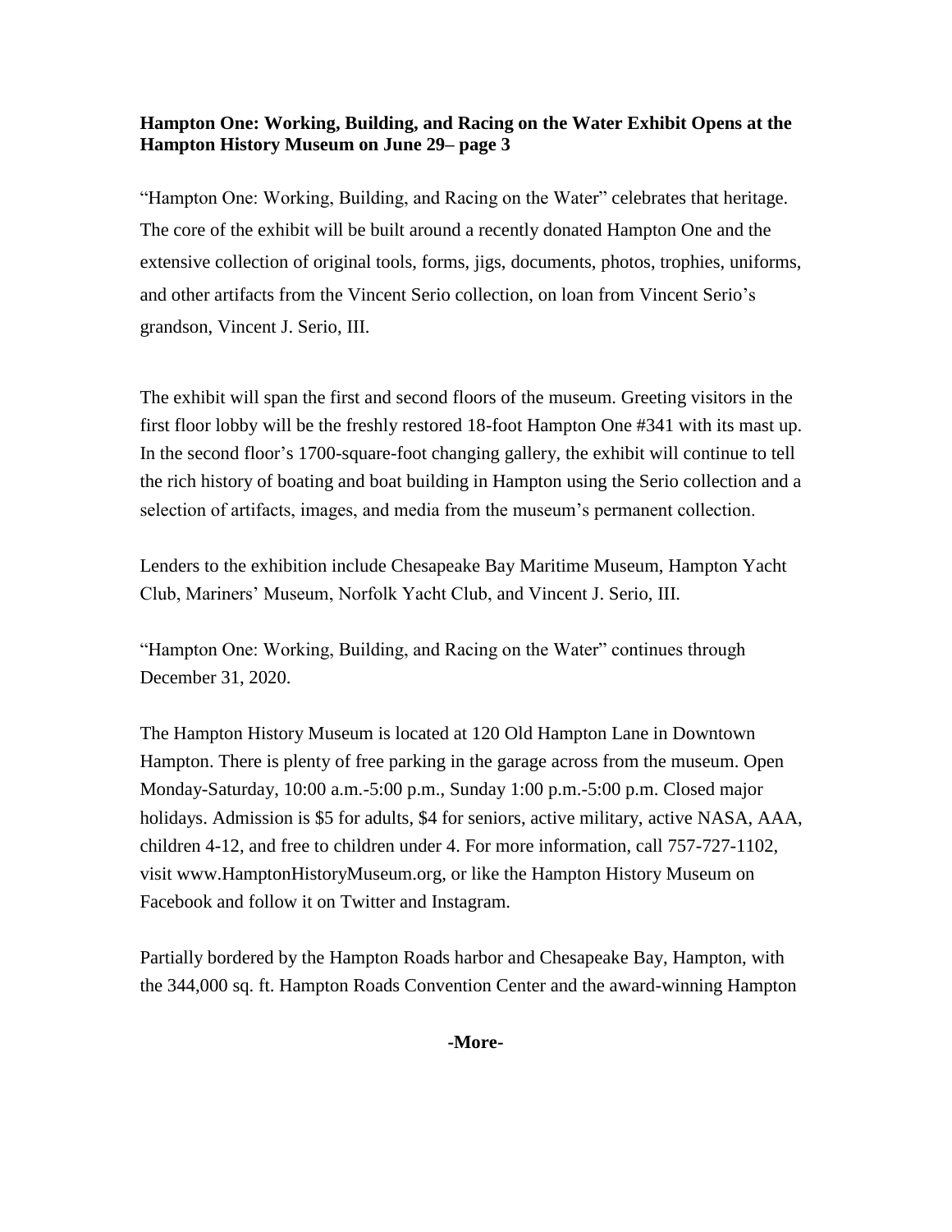"Hampton One: Working, Building, and Racing on the Water" celebrates that heritage. The core of the exhibit will be built around a recently donated Hampton One and the extensive collection of original tools, forms, jigs, documents, photos, trophies, uniforms, and other artifacts from the Vincent Serio collection, on loan from Vincent Serio's grandson, Vincent J. Serio, III.

The exhibit will span the first and second floors of the museum. Greeting visitors in the first floor lobby will be the freshly restored 18-foot Hampton One #341 with its mast up. In the second floor's 1700-square-foot changing gallery, the exhibit will continue to tell the rich history of boating and boat building in Hampton using the Serio collection and a selection of artifacts, images, and media from the museum's permanent collection.

Lenders to the exhibition include Chesapeake Bay Maritime Museum, Hampton Yacht Club, Mariners' Museum, Norfolk Yacht Club, and Vincent J. Serio, III.

"Hampton One: Working, Building, and Racing on the Water" continues through December 31, 2020.

The Hampton History Museum is located at 120 Old Hampton Lane in Downtown Hampton. There is plenty of free parking in the garage across from the museum. Open Monday-Saturday, 10:00 a.m.-5:00 p.m., Sunday 1:00 p.m.-5:00 p.m. Closed major holidays. Admission is $5 for adults, $4 for seniors, active military, active NASA, AAA, children 4-12, and free to children under 4. For more information, call 757-727-1102, visit www.HamptonHistoryMuseum.org, or like the Hampton History Museum on Facebook and follow it on Twitter and Instagram.

Partially bordered by the Hampton Roads harbor and Chesapeake Bay, Hampton, with the 344,000 sq. ft. Hampton Roads Convention Center and the award-winning Hampton

**-More-**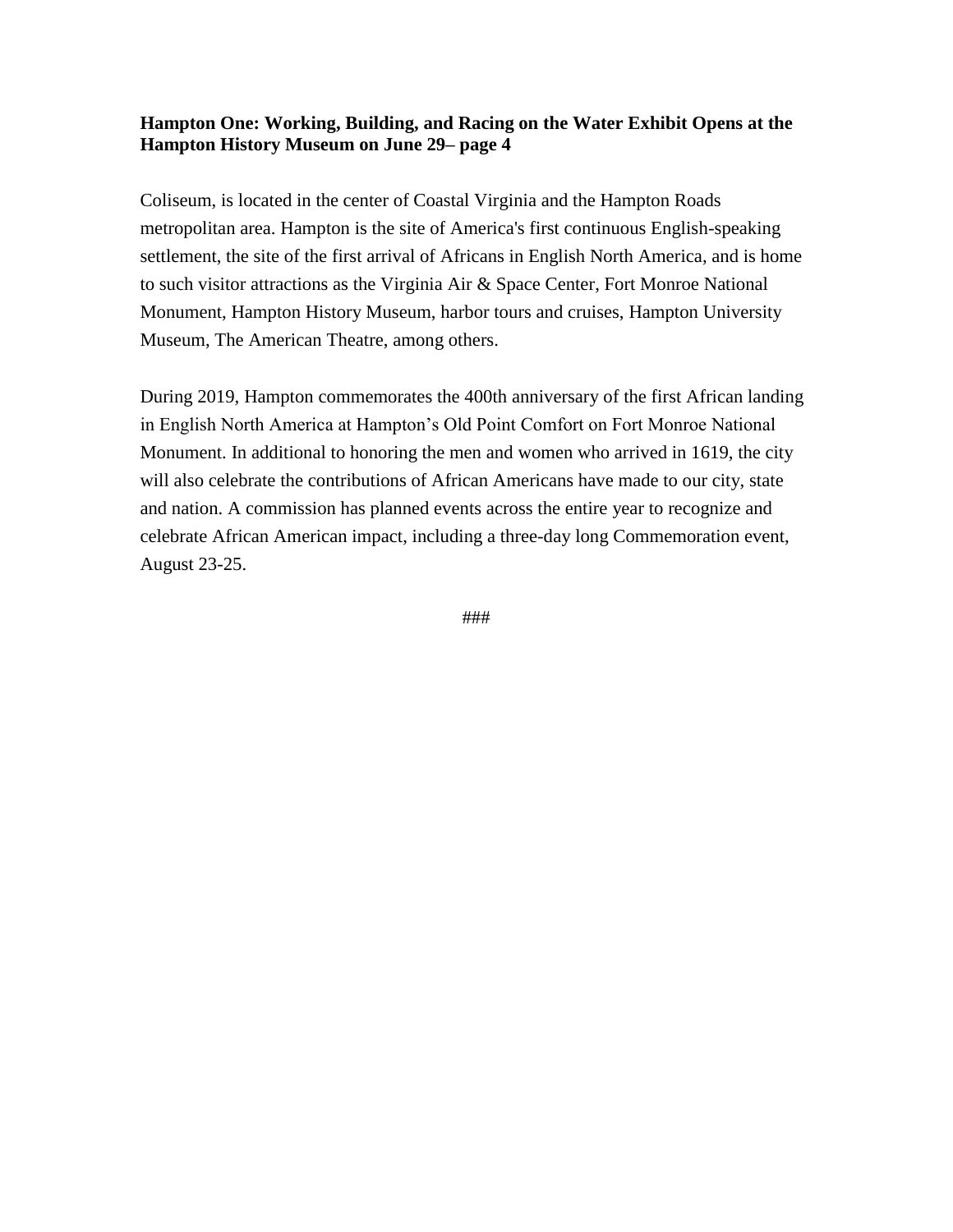Coliseum, is located in the center of Coastal Virginia and the Hampton Roads metropolitan area. Hampton is the site of America's first continuous English-speaking settlement, the site of the first arrival of Africans in English North America, and is home to such visitor attractions as the Virginia Air & Space Center, Fort Monroe National Monument, Hampton History Museum, harbor tours and cruises, Hampton University Museum, The American Theatre, among others.

During 2019, Hampton commemorates the 400th anniversary of the first African landing in English North America at Hampton's Old Point Comfort on Fort Monroe National Monument. In additional to honoring the men and women who arrived in 1619, the city will also celebrate the contributions of African Americans have made to our city, state and nation. A commission has planned events across the entire year to recognize and celebrate African American impact, including a three-day long Commemoration event, August 23-25.

###